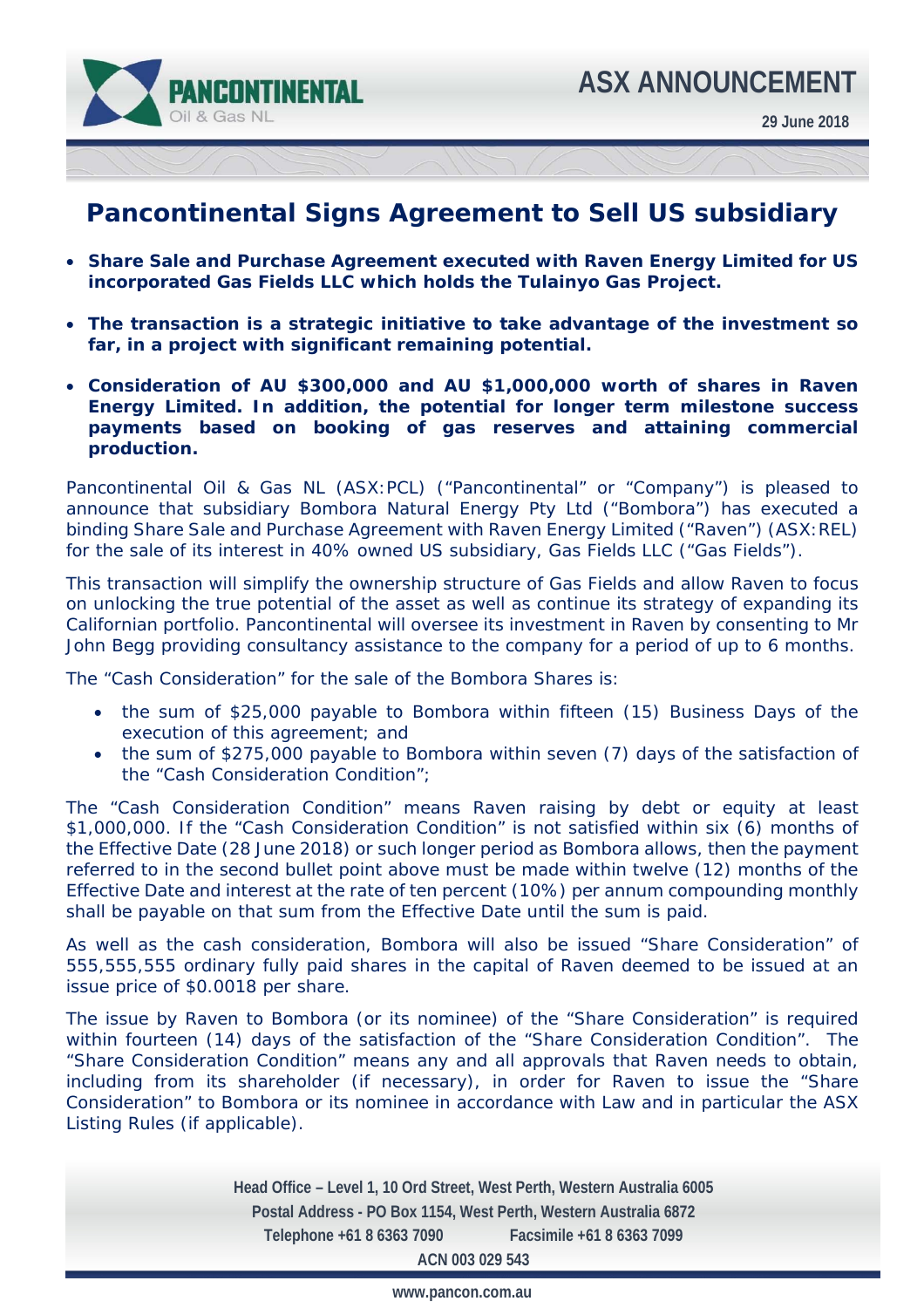# ASX ANNOUNCEMENT

29 June 2018

## Pancontinental Signs Agreement to Sell US subsidiary

- **Share Sale and Purchase Agreement executed with Raven Energy Limited for US incorporated Gas Fields LLC which holds the Tulainyo Gas Project.**
- **The transaction is a strategic initiative to take advantage of the investment so far, in a project with significant remaining potential.**
- **Consideration of AU $300,000 and AU $1,000,000 worth of shares in Raven Energy Limited. In addition, the potential for longer term milestone success payments based on booking of gas reserves and attaining commercial production.**

Pancontinental Oil & Gas NL (ASX:PCL) ("Pancontinental" or "Company") is pleased to announce that subsidiary Bombora Natural Energy Pty Ltd ("Bombora") has executed a binding Share Sale and Purchase Agreement with Raven Energy Limited ("Raven") (ASX:REL) for the sale of its interest in 40% owned US subsidiary, Gas Fields LLC ("Gas Fields").

This transaction will simplify the ownership structure of Gas Fields and allow Raven to focus on unlocking the true potential of the asset as well as continue its strategy of expanding its Californian portfolio. Pancontinental will oversee its investment in Raven by consenting to Mr John Begg providing consultancy assistance to the company for a period of up to 6 months.

The "Cash Consideration" for the sale of the Bombora Shares is:

- the sum of $25,000 payable to Bombora within fifteen (15) Business Days of the execution of this agreement; and
- the sum of $275,000 payable to Bombora within seven (7) days of the satisfaction of the "Cash Consideration Condition";

The "Cash Consideration Condition" means Raven raising by debt or equity at least $1,000,000. If the "Cash Consideration Condition" is not satisfied within six (6) months of the Effective Date (28 June 2018) or such longer period as Bombora allows, then the payment referred to in the second bullet point above must be made within twelve (12) months of the Effective Date and interest at the rate of ten percent (10%) per annum compounding monthly shall be payable on that sum from the Effective Date until the sum is paid.

As well as the cash consideration, Bombora will also be issued "Share Consideration" of 555,555,555 ordinary fully paid shares in the capital of Raven deemed to be issued at an issue price of $0.0018 per share.

The issue by Raven to Bombora (or its nominee) of the "Share Consideration" is required within fourteen (14) days of the satisfaction of the "Share Consideration Condition". The "Share Consideration Condition" means any and all approvals that Raven needs to obtain, including from its shareholder (if necessary), in order for Raven to issue the "Share Consideration" to Bombora or its nominee in accordance with Law and in particular the ASX Listing Rules (if applicable).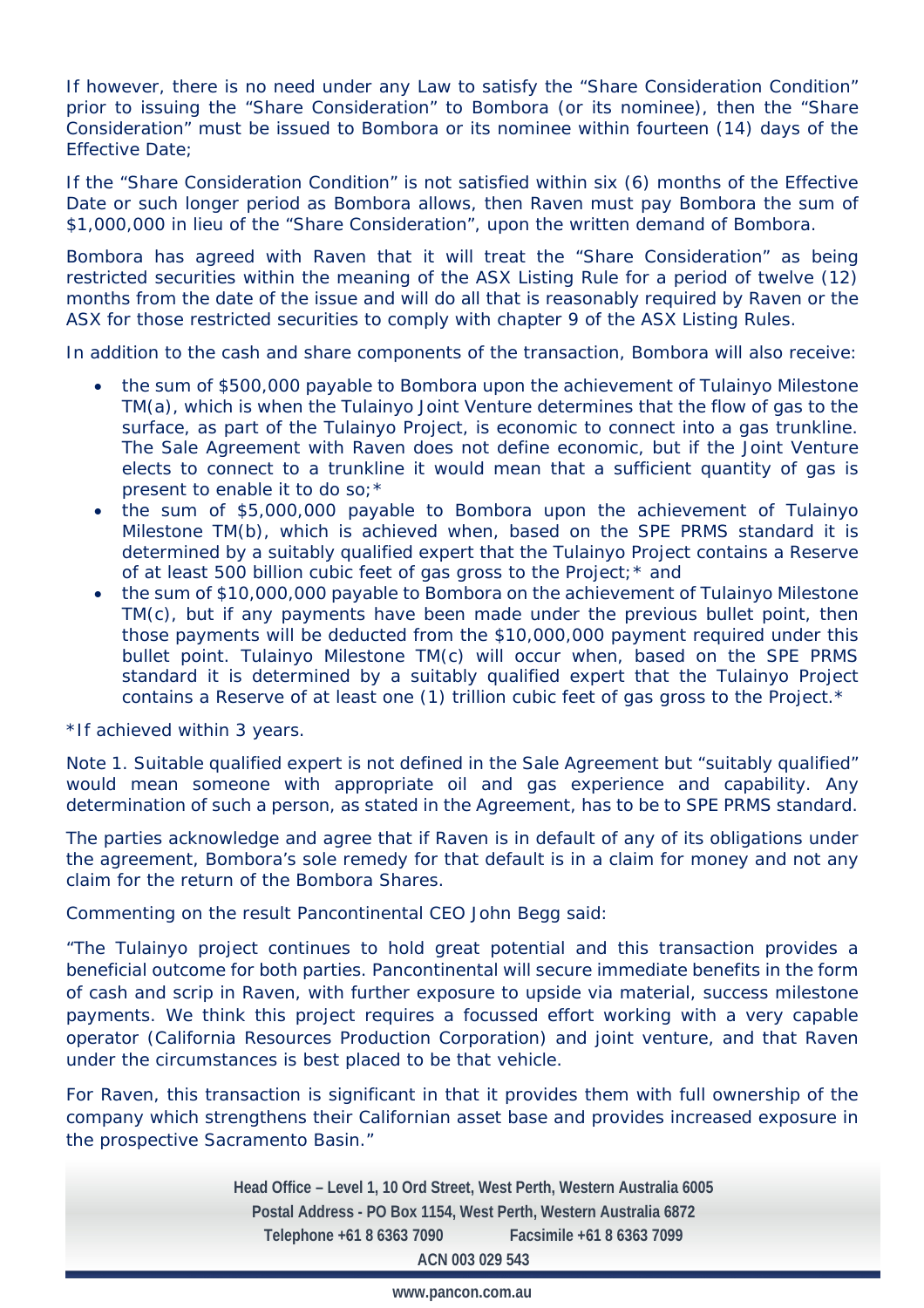If however, there is no need under any Law to satisfy the "Share Consideration Condition" prior to issuing the "Share Consideration" to Bombora (or its nominee), then the "Share Consideration" must be issued to Bombora or its nominee within fourteen (14) days of the Effective Date;

If the "Share Consideration Condition" is not satisfied within six (6) months of the Effective Date or such longer period as Bombora allows, then Raven must pay Bombora the sum of $1,000,000 in lieu of the "Share Consideration", upon the written demand of Bombora.

Bombora has agreed with Raven that it will treat the "Share Consideration" as being restricted securities within the meaning of the ASX Listing Rule for a period of twelve (12) months from the date of the issue and will do all that is reasonably required by Raven or the ASX for those restricted securities to comply with chapter 9 of the ASX Listing Rules.

In addition to the cash and share components of the transaction, Bombora will also receive:

- the sum of $500,000 payable to Bombora upon the achievement of Tulainyo Milestone TM(a), which is when the Tulainyo Joint Venture determines that the flow of gas to the surface, as part of the Tulainyo Project, is economic to connect into a gas trunkline. The Sale Agreement with Raven does not define economic, but if the Joint Venture elects to connect to a trunkline it would mean that a sufficient quantity of gas is present to enable it to do so;*
- the sum of $5,000,000 payable to Bombora upon the achievement of Tulainyo Milestone TM(b), which is achieved when, based on the SPE PRMS standard it is determined by a suitably qualified expert that the Tulainyo Project contains a Reserve of at least 500 billion cubic feet of gas gross to the Project;* and
- the sum of $10,000,000 payable to Bombora on the achievement of Tulainyo Milestone TM(c), but if any payments have been made under the previous bullet point, then those payments will be deducted from the $10,000,000 payment required under this bullet point. Tulainyo Milestone TM(c) will occur when, based on the SPE PRMS standard it is determined by a suitably qualified expert that the Tulainyo Project contains a Reserve of at least one (1) trillion cubic feet of gas gross to the Project.*

*If achieved within 3 years.

Note 1. Suitable qualified expert is not defined in the Sale Agreement but "suitably qualified" would mean someone with appropriate oil and gas experience and capability. Any determination of such a person, as stated in the Agreement, has to be to SPE PRMS standard.

The parties acknowledge and agree that if Raven is in default of any of its obligations under the agreement, Bombora's sole remedy for that default is in a claim for money and not any claim for the return of the Bombora Shares.

Commenting on the result Pancontinental CEO John Begg said:

"The Tulainyo project continues to hold great potential and this transaction provides a beneficial outcome for both parties. Pancontinental will secure immediate benefits in the form of cash and scrip in Raven, with further exposure to upside via material, success milestone payments. We think this project requires a focussed effort working with a very capable operator (California Resources Production Corporation) and joint venture, and that Raven under the circumstances is best placed to be that vehicle.

For Raven, this transaction is significant in that it provides them with full ownership of the company which strengthens their Californian asset base and provides increased exposure in the prospective Sacramento Basin."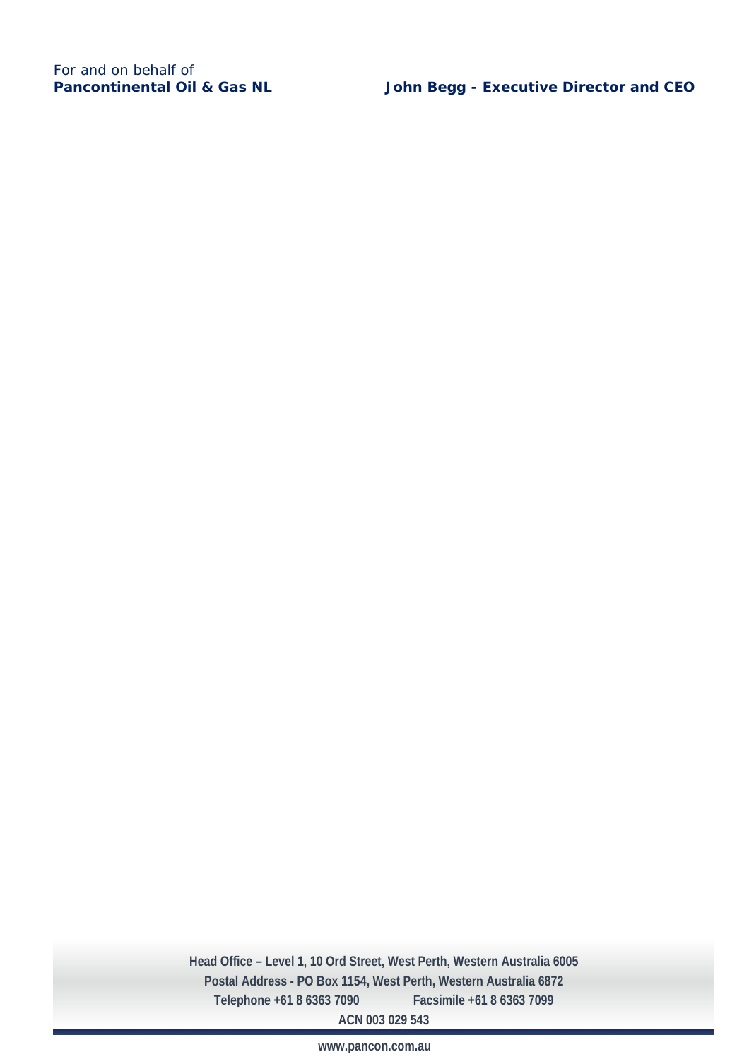For and on behalf of
**Pancontinental Oil & Gas NL**

**John Begg - Executive Director and CEO**

**Head Office – Level 1, 10 Ord Street, West Perth, Western Australia 6005**
**Postal Address - PO Box 1154, West Perth, Western Australia 6872**
**Telephone +61 8 6363 7090 Facsimile +61 8 6363 7099**
**ACN 003 029 543**

**www.pancon.com.au**